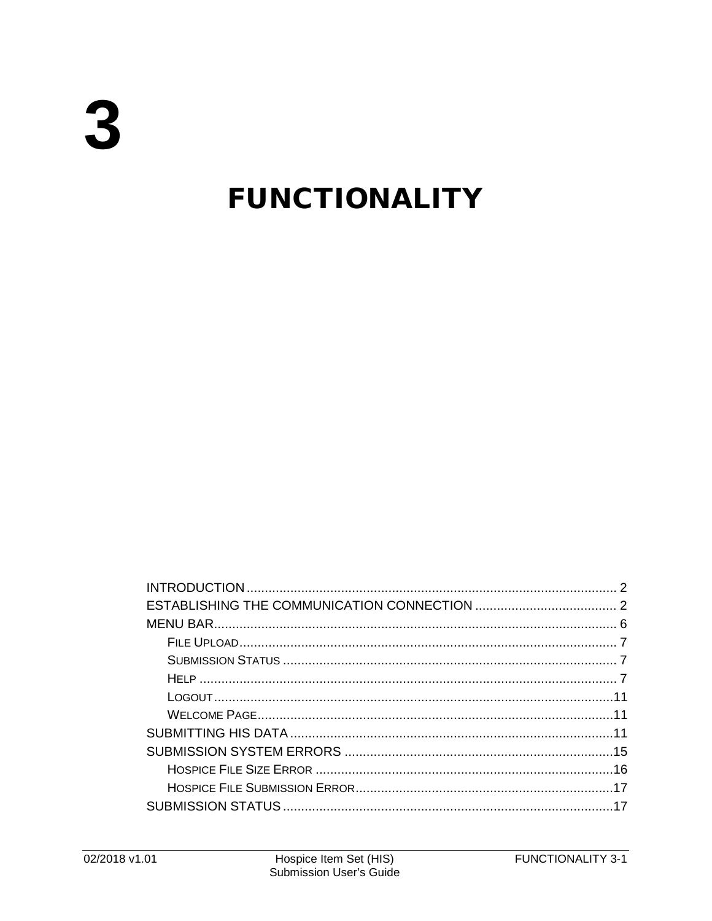# 3

# FUNCTIONALITY

- INTRODUCTION ..... 2
- ESTABLISHING THE COMMUNICATION CONNECTION ..... 2
- MENU BAR ..... 6
  - FILE UPLOAD ..... 7
  - SUBMISSION STATUS ..... 7
  - HELP ..... 7
  - LOGOUT ..... 11
  - WELCOME PAGE ..... 11
- SUBMITTING HIS DATA ..... 11
- SUBMISSION SYSTEM ERRORS ..... 15
  - HOSPICE FILE SIZE ERROR ..... 16
  - HOSPICE FILE SUBMISSION ERROR ..... 17
- SUBMISSION STATUS ..... 17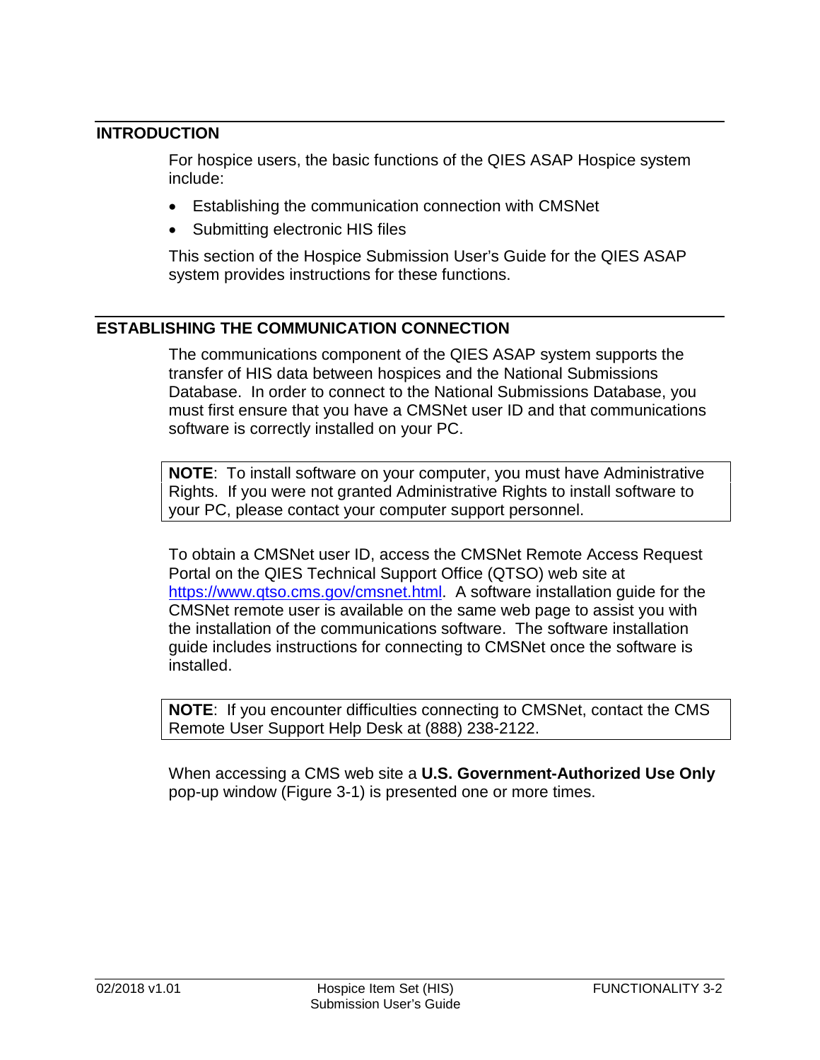## INTRODUCTION

For hospice users, the basic functions of the QIES ASAP Hospice system include:

- Establishing the communication connection with CMSNet
- Submitting electronic HIS files

This section of the Hospice Submission User's Guide for the QIES ASAP system provides instructions for these functions.

## ESTABLISHING THE COMMUNICATION CONNECTION

The communications component of the QIES ASAP system supports the transfer of HIS data between hospices and the National Submissions Database. In order to connect to the National Submissions Database, you must first ensure that you have a CMSNet user ID and that communications software is correctly installed on your PC.

> **NOTE**: To install software on your computer, you must have Administrative Rights. If you were not granted Administrative Rights to install software to your PC, please contact your computer support personnel.

To obtain a CMSNet user ID, access the CMSNet Remote Access Request Portal on the QIES Technical Support Office (QTSO) web site at [https://www.qtso.cms.gov/cmsnet.html](https://www.qtso.cms.gov/cmsnet.html). A software installation guide for the CMSNet remote user is available on the same web page to assist you with the installation of the communications software. The software installation guide includes instructions for connecting to CMSNet once the software is installed.

> **NOTE**: If you encounter difficulties connecting to CMSNet, contact the CMS Remote User Support Help Desk at (888) 238-2122.

When accessing a CMS web site a **U.S. Government-Authorized Use Only** pop-up window (Figure 3-1) is presented one or more times.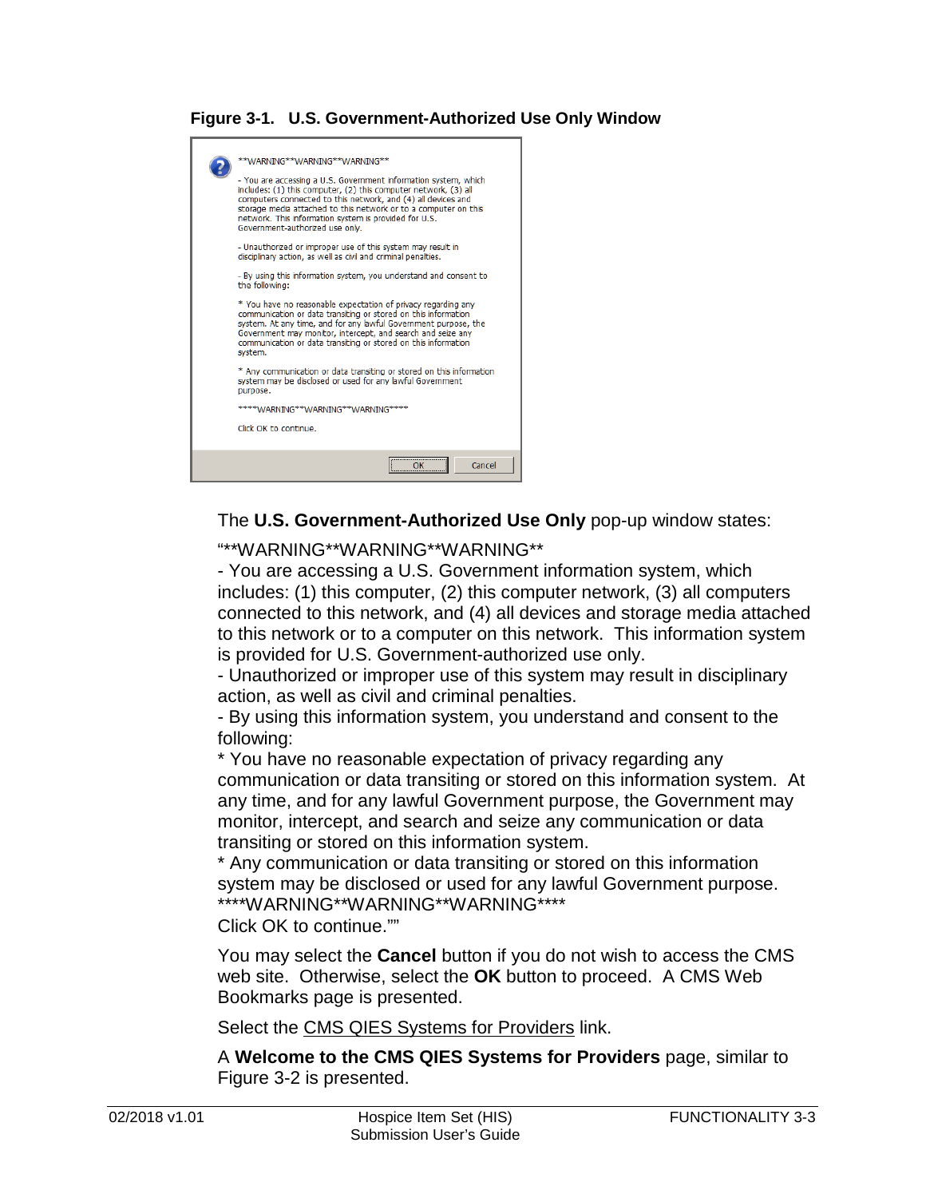**Figure 3-1. U.S. Government-Authorized Use Only Window**

The **U.S. Government-Authorized Use Only** pop-up window states:

"**WARNING**WARNING**WARNING**
- You are accessing a U.S. Government information system, which includes: (1) this computer, (2) this computer network, (3) all computers connected to this network, and (4) all devices and storage media attached to this network or to a computer on this network. This information system is provided for U.S. Government-authorized use only.
- Unauthorized or improper use of this system may result in disciplinary action, as well as civil and criminal penalties.
- By using this information system, you understand and consent to the following:
* You have no reasonable expectation of privacy regarding any communication or data transiting or stored on this information system. At any time, and for any lawful Government purpose, the Government may monitor, intercept, and search and seize any communication or data transiting or stored on this information system.
* Any communication or data transiting or stored on this information system may be disclosed or used for any lawful Government purpose.
****WARNING**WARNING**WARNING****
Click OK to continue.""

You may select the **Cancel** button if you do not wish to access the CMS web site. Otherwise, select the **OK** button to proceed. A CMS Web Bookmarks page is presented.

Select the CMS QIES Systems for Providers link.

A **Welcome to the CMS QIES Systems for Providers** page, similar to Figure 3-2 is presented.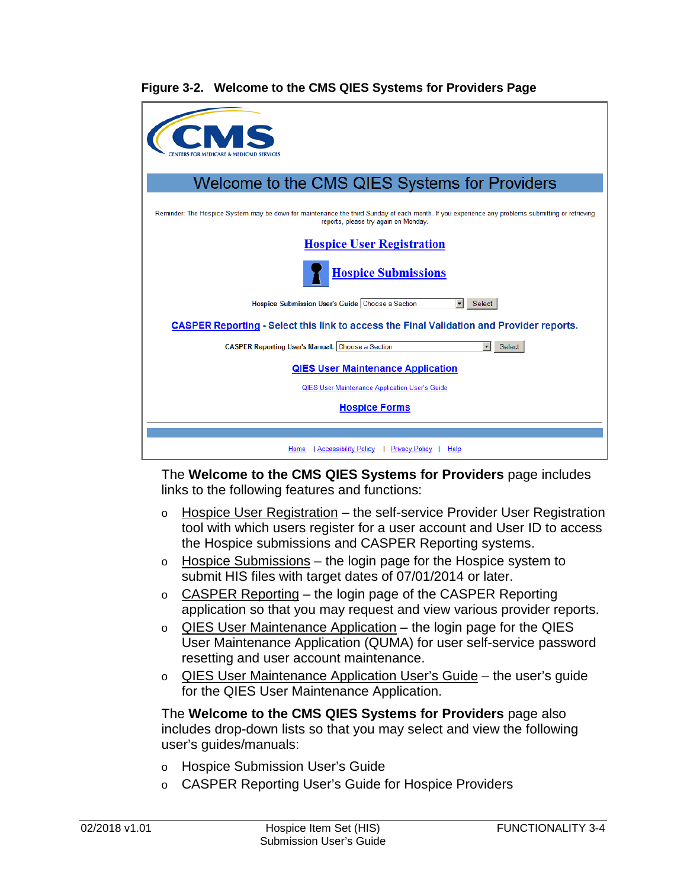**Figure 3-2. Welcome to the CMS QIES Systems for Providers Page**

The **Welcome to the CMS QIES Systems for Providers** page includes links to the following features and functions:

- Hospice User Registration – the self-service Provider User Registration tool with which users register for a user account and User ID to access the Hospice submissions and CASPER Reporting systems.
- Hospice Submissions – the login page for the Hospice system to submit HIS files with target dates of 07/01/2014 or later.
- CASPER Reporting – the login page of the CASPER Reporting application so that you may request and view various provider reports.
- QIES User Maintenance Application – the login page for the QIES User Maintenance Application (QUMA) for user self-service password resetting and user account maintenance.
- QIES User Maintenance Application User's Guide – the user's guide for the QIES User Maintenance Application.

The **Welcome to the CMS QIES Systems for Providers** page also includes drop-down lists so that you may select and view the following user's guides/manuals:

- Hospice Submission User's Guide
- CASPER Reporting User's Guide for Hospice Providers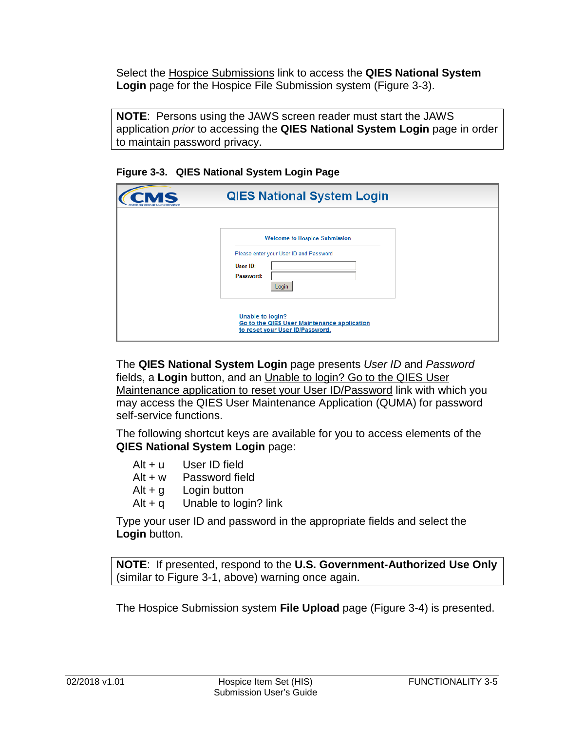Select the Hospice Submissions link to access the **QIES National System Login** page for the Hospice File Submission system (Figure 3-3).

> **NOTE**: Persons using the JAWS screen reader must start the JAWS application *prior* to accessing the **QIES National System Login** page in order to maintain password privacy.

**Figure 3-3. QIES National System Login Page**

The **QIES National System Login** page presents *User ID* and *Password* fields, a **Login** button, and an Unable to login? Go to the QIES User Maintenance application to reset your User ID/Password link with which you may access the QIES User Maintenance Application (QUMA) for password self-service functions.

The following shortcut keys are available for you to access elements of the **QIES National System Login** page:

| | |
|---|---|
| Alt + u | User ID field |
| Alt + w | Password field |
| Alt + g | Login button |
| Alt + q | Unable to login? link |

Type your user ID and password in the appropriate fields and select the **Login** button.

> **NOTE**: If presented, respond to the **U.S. Government-Authorized Use Only** (similar to Figure 3-1, above) warning once again.

The Hospice Submission system **File Upload** page (Figure 3-4) is presented.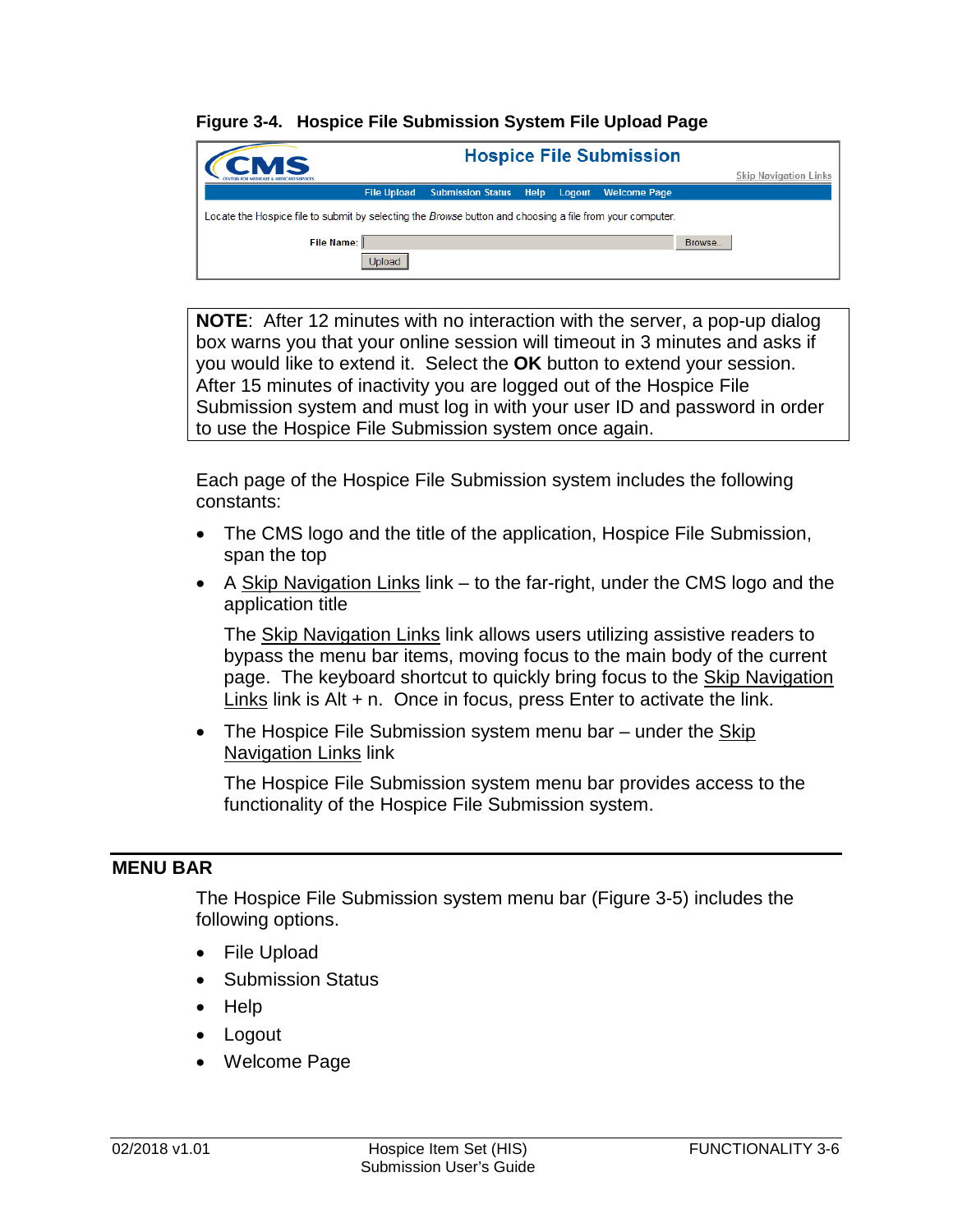**Figure 3-4. Hospice File Submission System File Upload Page**

> **NOTE**: After 12 minutes with no interaction with the server, a pop-up dialog box warns you that your online session will timeout in 3 minutes and asks if you would like to extend it. Select the **OK** button to extend your session. After 15 minutes of inactivity you are logged out of the Hospice File Submission system and must log in with your user ID and password in order to use the Hospice File Submission system once again.

Each page of the Hospice File Submission system includes the following constants:

- The CMS logo and the title of the application, Hospice File Submission, span the top
- A Skip Navigation Links link – to the far-right, under the CMS logo and the application title

  The Skip Navigation Links link allows users utilizing assistive readers to bypass the menu bar items, moving focus to the main body of the current page. The keyboard shortcut to quickly bring focus to the Skip Navigation Links link is Alt + n. Once in focus, press Enter to activate the link.

- The Hospice File Submission system menu bar – under the Skip Navigation Links link

  The Hospice File Submission system menu bar provides access to the functionality of the Hospice File Submission system.

## MENU BAR

The Hospice File Submission system menu bar (Figure 3-5) includes the following options.

- File Upload
- Submission Status
- Help
- Logout
- Welcome Page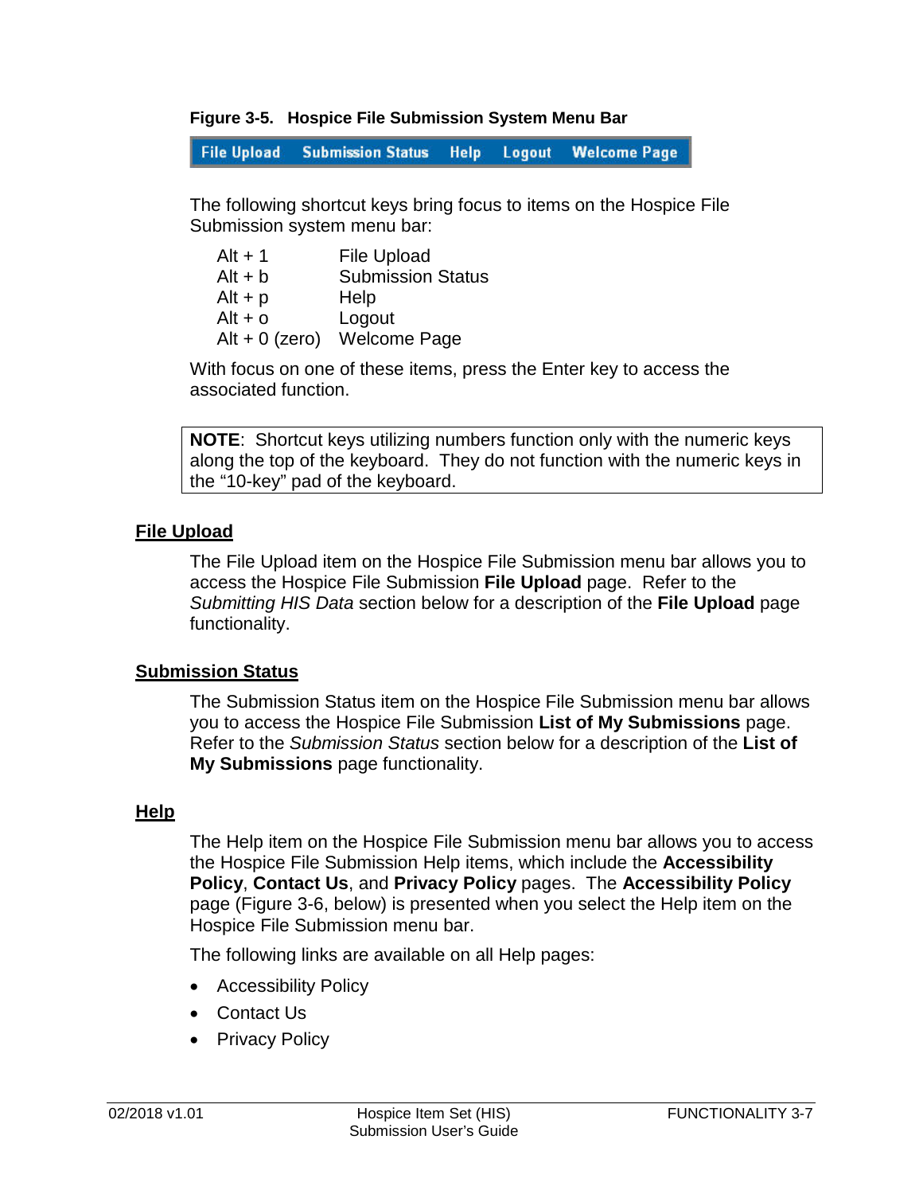**Figure 3-5. Hospice File Submission System Menu Bar**

File Upload   Submission Status   Help   Logout   Welcome Page

The following shortcut keys bring focus to items on the Hospice File Submission system menu bar:

| | |
|---|---|
| Alt + 1 | File Upload |
| Alt + b | Submission Status |
| Alt + p | Help |
| Alt + o | Logout |
| Alt + 0 (zero) | Welcome Page |

With focus on one of these items, press the Enter key to access the associated function.

> **NOTE**: Shortcut keys utilizing numbers function only with the numeric keys along the top of the keyboard. They do not function with the numeric keys in the "10-key" pad of the keyboard.

## File Upload

The File Upload item on the Hospice File Submission menu bar allows you to access the Hospice File Submission **File Upload** page. Refer to the *Submitting HIS Data* section below for a description of the **File Upload** page functionality.

## Submission Status

The Submission Status item on the Hospice File Submission menu bar allows you to access the Hospice File Submission **List of My Submissions** page. Refer to the *Submission Status* section below for a description of the **List of My Submissions** page functionality.

## Help

The Help item on the Hospice File Submission menu bar allows you to access the Hospice File Submission Help items, which include the **Accessibility Policy**, **Contact Us**, and **Privacy Policy** pages. The **Accessibility Policy** page (Figure 3-6, below) is presented when you select the Help item on the Hospice File Submission menu bar.

The following links are available on all Help pages:

- Accessibility Policy
- Contact Us
- Privacy Policy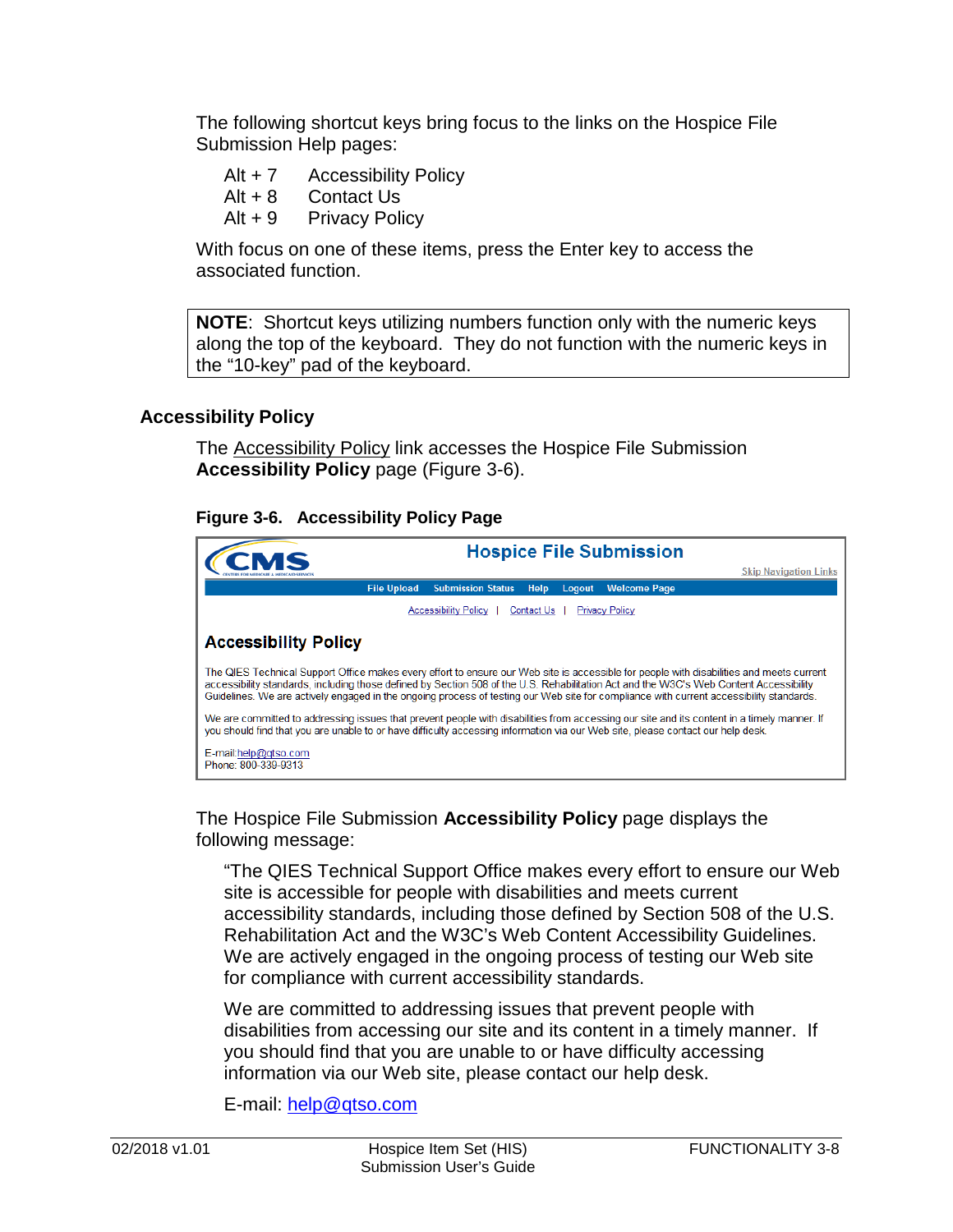The following shortcut keys bring focus to the links on the Hospice File Submission Help pages:

Alt + 7 Accessibility Policy
Alt + 8 Contact Us
Alt + 9 Privacy Policy

With focus on one of these items, press the Enter key to access the associated function.

> **NOTE**: Shortcut keys utilizing numbers function only with the numeric keys along the top of the keyboard. They do not function with the numeric keys in the "10-key" pad of the keyboard.

### Accessibility Policy

The Accessibility Policy link accesses the Hospice File Submission **Accessibility Policy** page (Figure 3-6).

**Figure 3-6. Accessibility Policy Page**

The Hospice File Submission **Accessibility Policy** page displays the following message:

"The QIES Technical Support Office makes every effort to ensure our Web site is accessible for people with disabilities and meets current accessibility standards, including those defined by Section 508 of the U.S. Rehabilitation Act and the W3C's Web Content Accessibility Guidelines. We are actively engaged in the ongoing process of testing our Web site for compliance with current accessibility standards.

We are committed to addressing issues that prevent people with disabilities from accessing our site and its content in a timely manner. If you should find that you are unable to or have difficulty accessing information via our Web site, please contact our help desk.

E-mail: help@qtso.com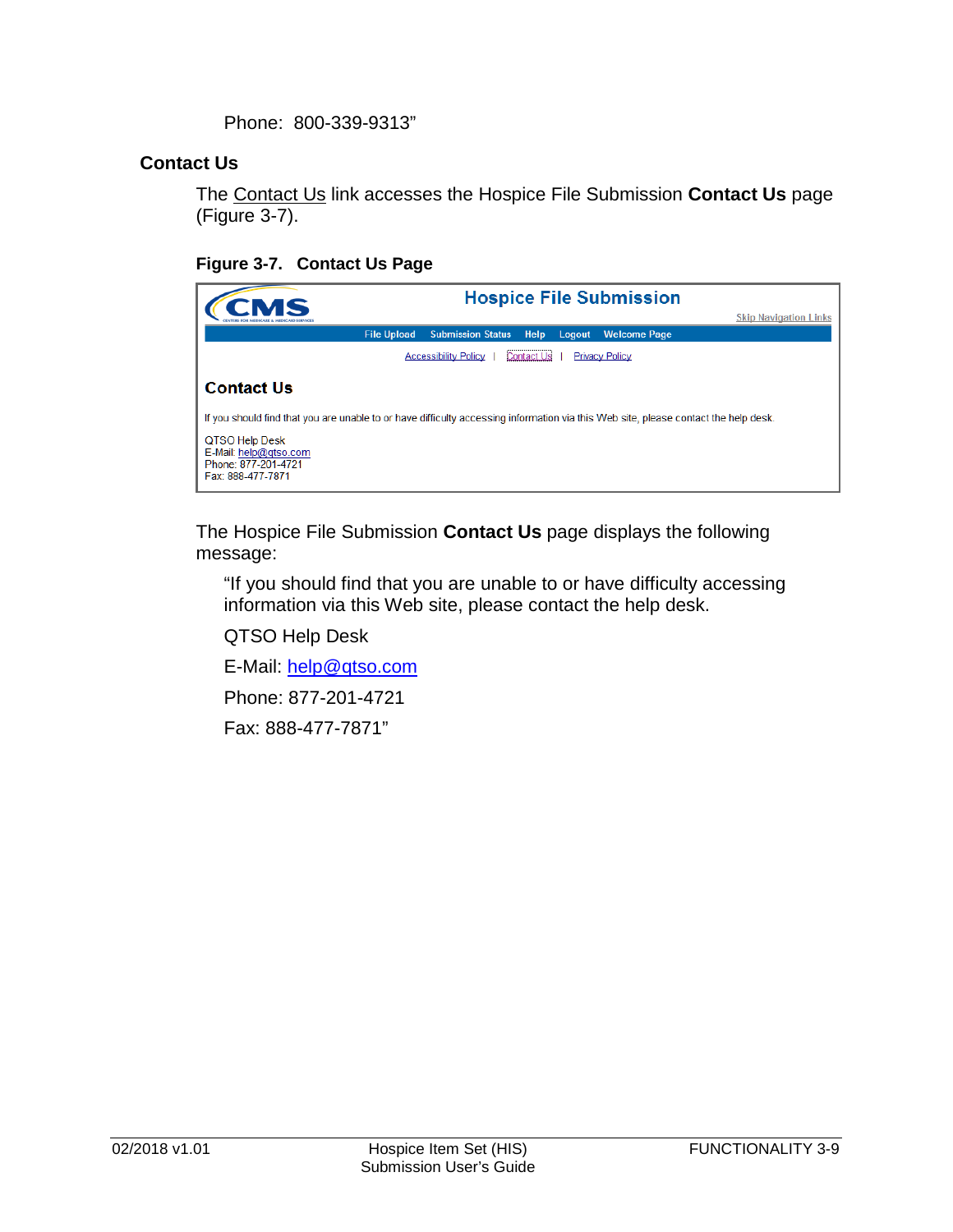Phone: 800-339-9313"

### Contact Us

The Contact Us link accesses the Hospice File Submission **Contact Us** page (Figure 3-7).

**Figure 3-7. Contact Us Page**

The Hospice File Submission **Contact Us** page displays the following message:

"If you should find that you are unable to or have difficulty accessing information via this Web site, please contact the help desk.

QTSO Help Desk

E-Mail: help@qtso.com

Phone: 877-201-4721

Fax: 888-477-7871"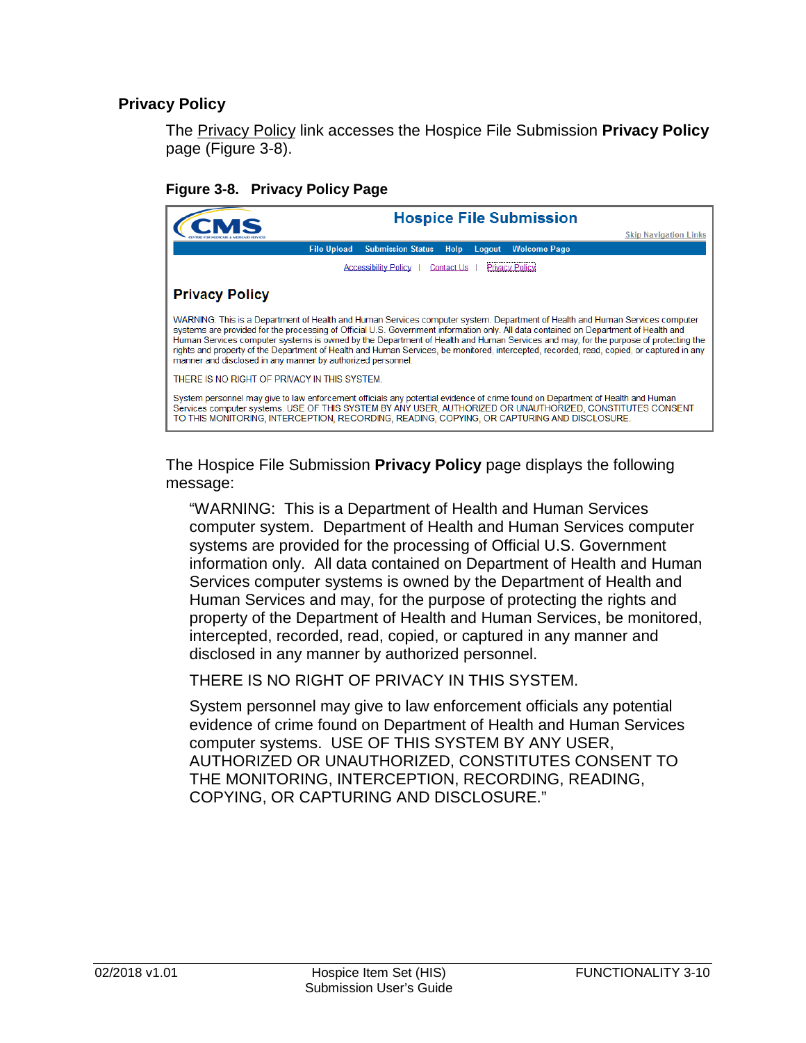### Privacy Policy

The Privacy Policy link accesses the Hospice File Submission **Privacy Policy** page (Figure 3-8).

**Figure 3-8. Privacy Policy Page**

The Hospice File Submission **Privacy Policy** page displays the following message:

> "WARNING: This is a Department of Health and Human Services computer system. Department of Health and Human Services computer systems are provided for the processing of Official U.S. Government information only. All data contained on Department of Health and Human Services computer systems is owned by the Department of Health and Human Services and may, for the purpose of protecting the rights and property of the Department of Health and Human Services, be monitored, intercepted, recorded, read, copied, or captured in any manner and disclosed in any manner by authorized personnel.
>
> THERE IS NO RIGHT OF PRIVACY IN THIS SYSTEM.
>
> System personnel may give to law enforcement officials any potential evidence of crime found on Department of Health and Human Services computer systems. USE OF THIS SYSTEM BY ANY USER, AUTHORIZED OR UNAUTHORIZED, CONSTITUTES CONSENT TO THE MONITORING, INTERCEPTION, RECORDING, READING, COPYING, OR CAPTURING AND DISCLOSURE."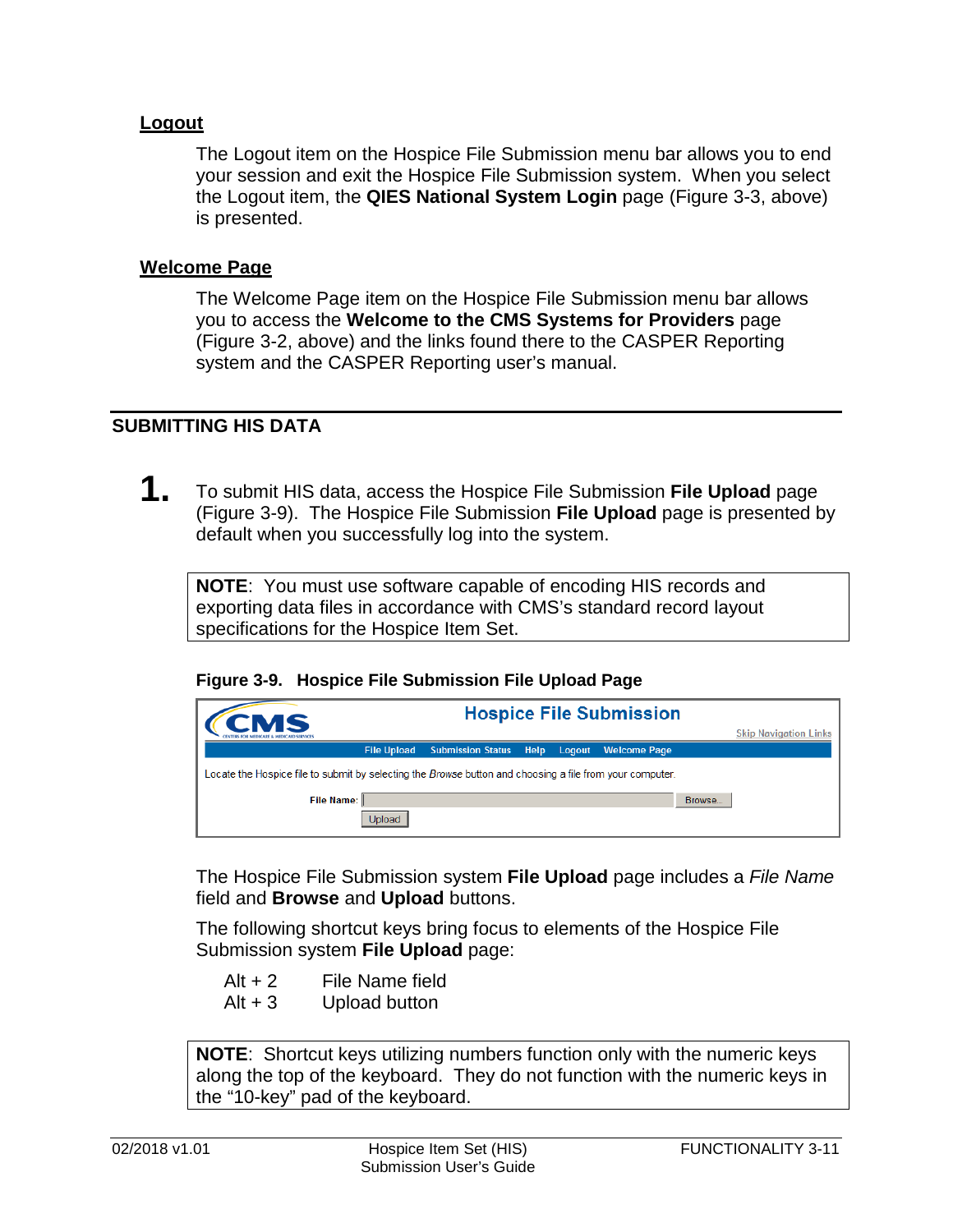### Logout

The Logout item on the Hospice File Submission menu bar allows you to end your session and exit the Hospice File Submission system. When you select the Logout item, the **QIES National System Login** page (Figure 3-3, above) is presented.

### Welcome Page

The Welcome Page item on the Hospice File Submission menu bar allows you to access the **Welcome to the CMS Systems for Providers** page (Figure 3-2, above) and the links found there to the CASPER Reporting system and the CASPER Reporting user's manual.

## SUBMITTING HIS DATA

**1.** To submit HIS data, access the Hospice File Submission **File Upload** page (Figure 3-9). The Hospice File Submission **File Upload** page is presented by default when you successfully log into the system.

> **NOTE**: You must use software capable of encoding HIS records and exporting data files in accordance with CMS's standard record layout specifications for the Hospice Item Set.

**Figure 3-9. Hospice File Submission File Upload Page**

The Hospice File Submission system **File Upload** page includes a *File Name* field and **Browse** and **Upload** buttons.

The following shortcut keys bring focus to elements of the Hospice File Submission system **File Upload** page:

| | |
|---|---|
| Alt + 2 | File Name field |
| Alt + 3 | Upload button |

> **NOTE**: Shortcut keys utilizing numbers function only with the numeric keys along the top of the keyboard. They do not function with the numeric keys in the "10-key" pad of the keyboard.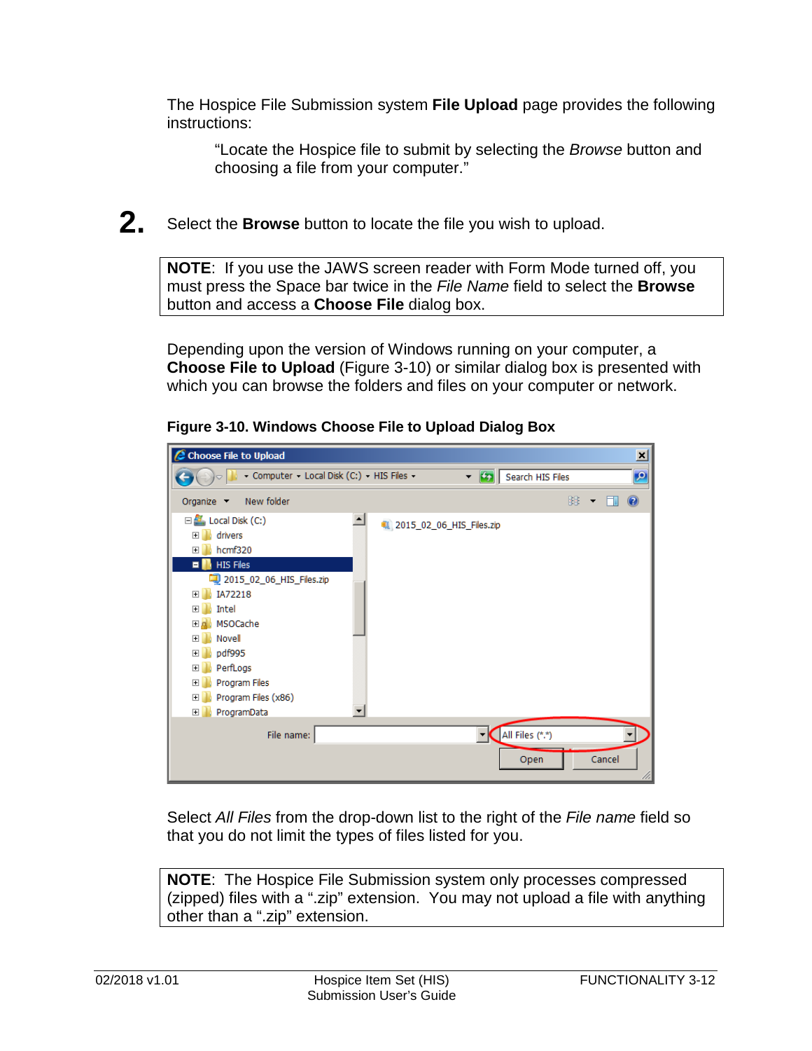The Hospice File Submission system **File Upload** page provides the following instructions:

> "Locate the Hospice file to submit by selecting the *Browse* button and choosing a file from your computer."

**2.** Select the **Browse** button to locate the file you wish to upload.

> **NOTE**: If you use the JAWS screen reader with Form Mode turned off, you must press the Space bar twice in the *File Name* field to select the **Browse** button and access a **Choose File** dialog box.

Depending upon the version of Windows running on your computer, a **Choose File to Upload** (Figure 3-10) or similar dialog box is presented with which you can browse the folders and files on your computer or network.

**Figure 3-10. Windows Choose File to Upload Dialog Box**

Select *All Files* from the drop-down list to the right of the *File name* field so that you do not limit the types of files listed for you.

> **NOTE**: The Hospice File Submission system only processes compressed (zipped) files with a ".zip" extension. You may not upload a file with anything other than a ".zip" extension.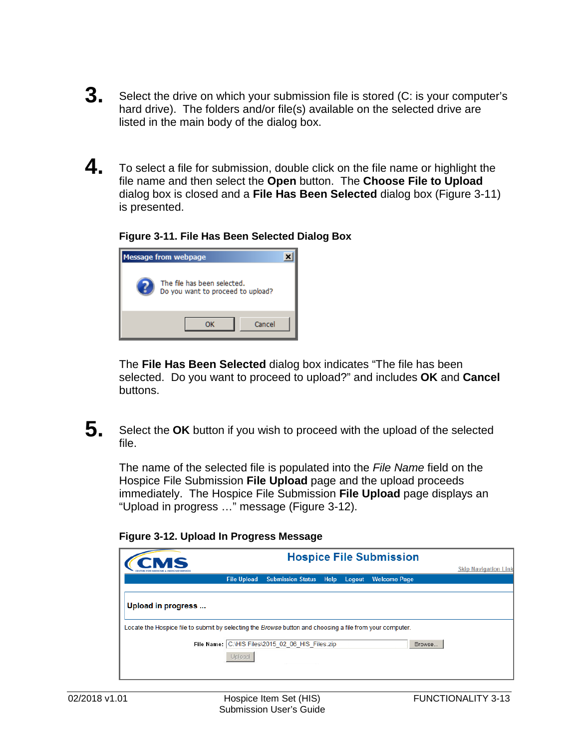3. Select the drive on which your submission file is stored (C: is your computer's hard drive). The folders and/or file(s) available on the selected drive are listed in the main body of the dialog box.

4. To select a file for submission, double click on the file name or highlight the file name and then select the **Open** button. The **Choose File to Upload** dialog box is closed and a **File Has Been Selected** dialog box (Figure 3-11) is presented.

**Figure 3-11. File Has Been Selected Dialog Box**

The **File Has Been Selected** dialog box indicates "The file has been selected. Do you want to proceed to upload?" and includes **OK** and **Cancel** buttons.

5. Select the **OK** button if you wish to proceed with the upload of the selected file.

The name of the selected file is populated into the *File Name* field on the Hospice File Submission **File Upload** page and the upload proceeds immediately. The Hospice File Submission **File Upload** page displays an "Upload in progress …" message (Figure 3-12).

**Figure 3-12. Upload In Progress Message**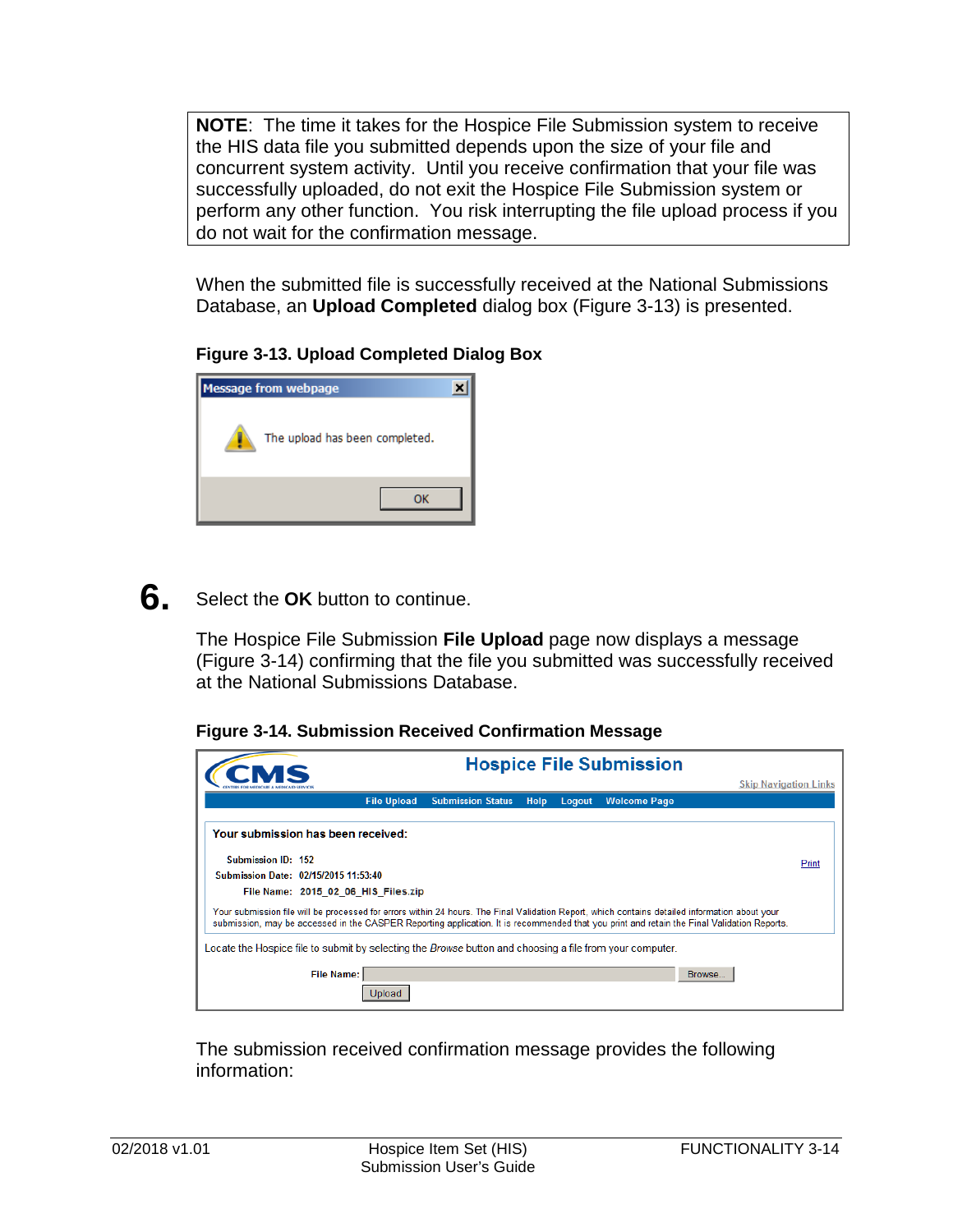> **NOTE**: The time it takes for the Hospice File Submission system to receive the HIS data file you submitted depends upon the size of your file and concurrent system activity. Until you receive confirmation that your file was successfully uploaded, do not exit the Hospice File Submission system or perform any other function. You risk interrupting the file upload process if you do not wait for the confirmation message.

When the submitted file is successfully received at the National Submissions Database, an **Upload Completed** dialog box (Figure 3-13) is presented.

**Figure 3-13. Upload Completed Dialog Box**

Message from webpage

The upload has been completed.

OK

6. Select the **OK** button to continue.

The Hospice File Submission **File Upload** page now displays a message (Figure 3-14) confirming that the file you submitted was successfully received at the National Submissions Database.

**Figure 3-14. Submission Received Confirmation Message**

Hospice File Submission

Skip Navigation Links

File Upload | Submission Status | Help | Logout | Welcome Page

**Your submission has been received:**

Submission ID: 152
Submission Date: 02/15/2015 11:53:40
File Name: 2015_02_06_HIS_Files.zip

Print

Your submission file will be processed for errors within 24 hours. The Final Validation Report, which contains detailed information about your submission, may be accessed in the CASPER Reporting application. It is recommended that you print and retain the Final Validation Reports.

Locate the Hospice file to submit by selecting the *Browse* button and choosing a file from your computer.

File Name: [ ] Browse...

Upload

The submission received confirmation message provides the following information: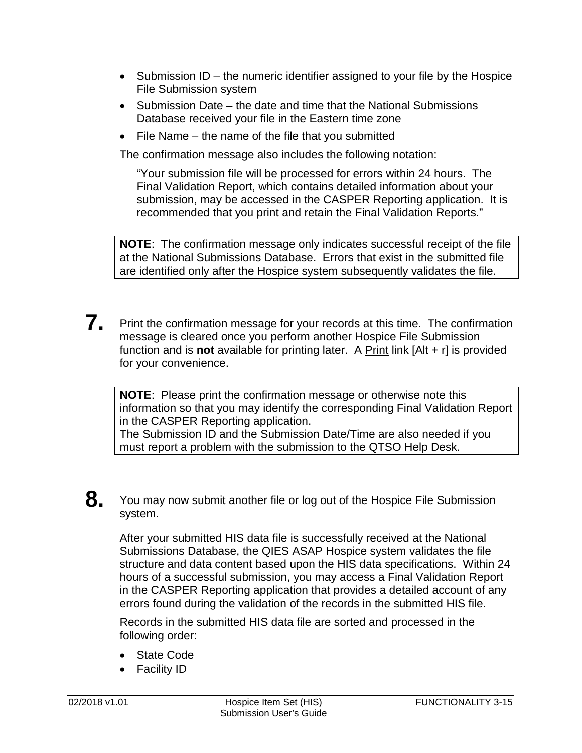- Submission ID – the numeric identifier assigned to your file by the Hospice File Submission system
- Submission Date – the date and time that the National Submissions Database received your file in the Eastern time zone
- File Name – the name of the file that you submitted

The confirmation message also includes the following notation:

> "Your submission file will be processed for errors within 24 hours. The Final Validation Report, which contains detailed information about your submission, may be accessed in the CASPER Reporting application. It is recommended that you print and retain the Final Validation Reports."

**NOTE**: The confirmation message only indicates successful receipt of the file at the National Submissions Database. Errors that exist in the submitted file are identified only after the Hospice system subsequently validates the file.

**7.** Print the confirmation message for your records at this time. The confirmation message is cleared once you perform another Hospice File Submission function and is **not** available for printing later. A Print link [Alt + r] is provided for your convenience.

**NOTE**: Please print the confirmation message or otherwise note this information so that you may identify the corresponding Final Validation Report in the CASPER Reporting application.
The Submission ID and the Submission Date/Time are also needed if you must report a problem with the submission to the QTSO Help Desk.

**8.** You may now submit another file or log out of the Hospice File Submission system.

After your submitted HIS data file is successfully received at the National Submissions Database, the QIES ASAP Hospice system validates the file structure and data content based upon the HIS data specifications. Within 24 hours of a successful submission, you may access a Final Validation Report in the CASPER Reporting application that provides a detailed account of any errors found during the validation of the records in the submitted HIS file.

Records in the submitted HIS data file are sorted and processed in the following order:

- State Code
- Facility ID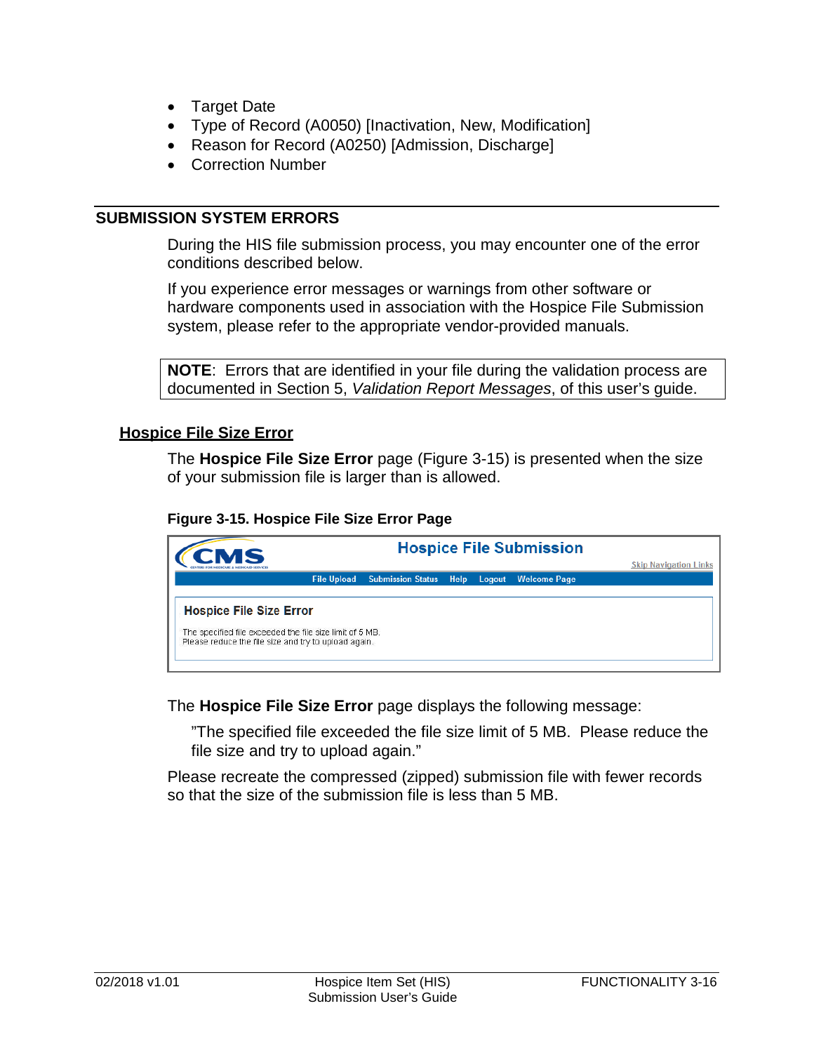- Target Date
- Type of Record (A0050) [Inactivation, New, Modification]
- Reason for Record (A0250) [Admission, Discharge]
- Correction Number

## SUBMISSION SYSTEM ERRORS

During the HIS file submission process, you may encounter one of the error conditions described below.

If you experience error messages or warnings from other software or hardware components used in association with the Hospice File Submission system, please refer to the appropriate vendor-provided manuals.

> **NOTE**: Errors that are identified in your file during the validation process are documented in Section 5, *Validation Report Messages*, of this user's guide.

### Hospice File Size Error

The **Hospice File Size Error** page (Figure 3-15) is presented when the size of your submission file is larger than is allowed.

**Figure 3-15. Hospice File Size Error Page**

The **Hospice File Size Error** page displays the following message:

> "The specified file exceeded the file size limit of 5 MB. Please reduce the file size and try to upload again."

Please recreate the compressed (zipped) submission file with fewer records so that the size of the submission file is less than 5 MB.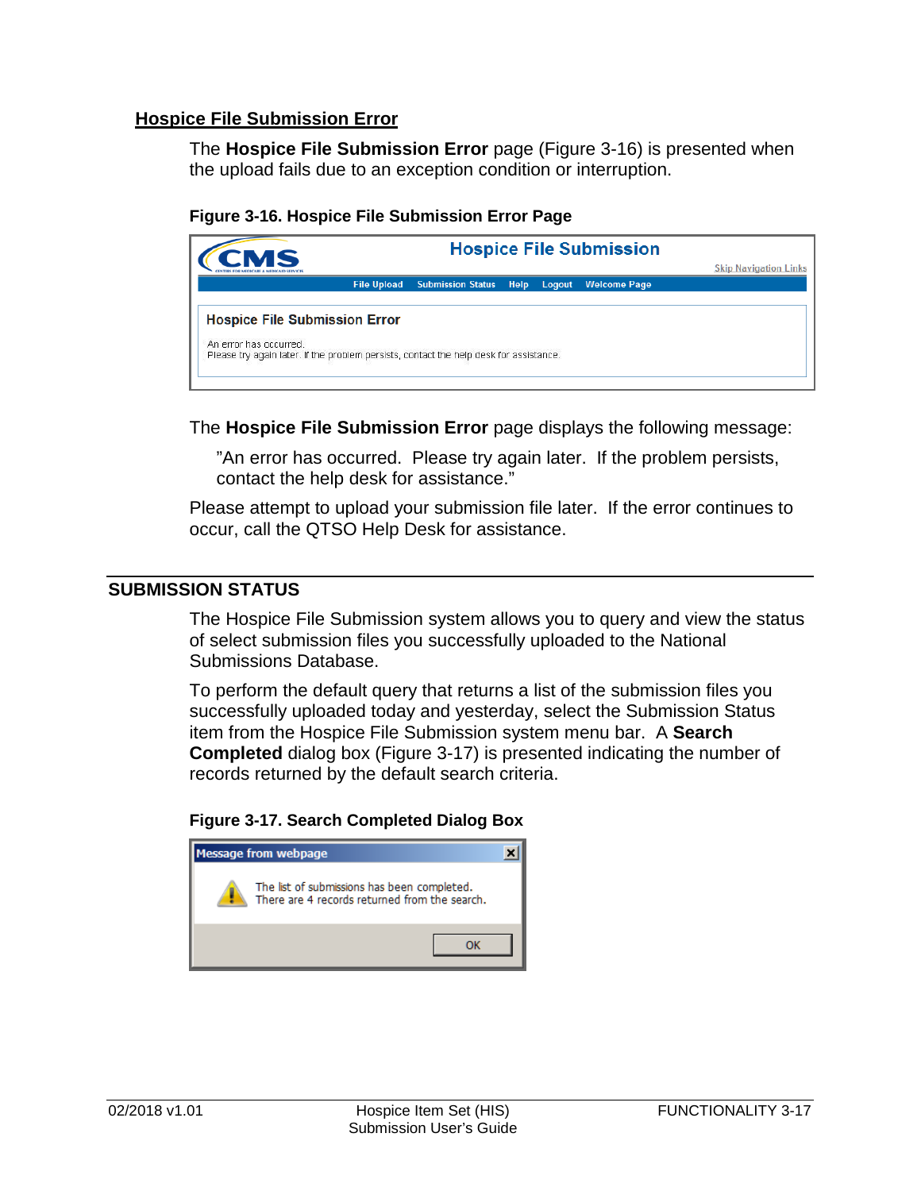### Hospice File Submission Error

The **Hospice File Submission Error** page (Figure 3-16) is presented when the upload fails due to an exception condition or interruption.

**Figure 3-16. Hospice File Submission Error Page**

The **Hospice File Submission Error** page displays the following message:

> "An error has occurred. Please try again later. If the problem persists, contact the help desk for assistance."

Please attempt to upload your submission file later. If the error continues to occur, call the QTSO Help Desk for assistance.

## SUBMISSION STATUS

The Hospice File Submission system allows you to query and view the status of select submission files you successfully uploaded to the National Submissions Database.

To perform the default query that returns a list of the submission files you successfully uploaded today and yesterday, select the Submission Status item from the Hospice File Submission system menu bar. A **Search Completed** dialog box (Figure 3-17) is presented indicating the number of records returned by the default search criteria.

**Figure 3-17. Search Completed Dialog Box**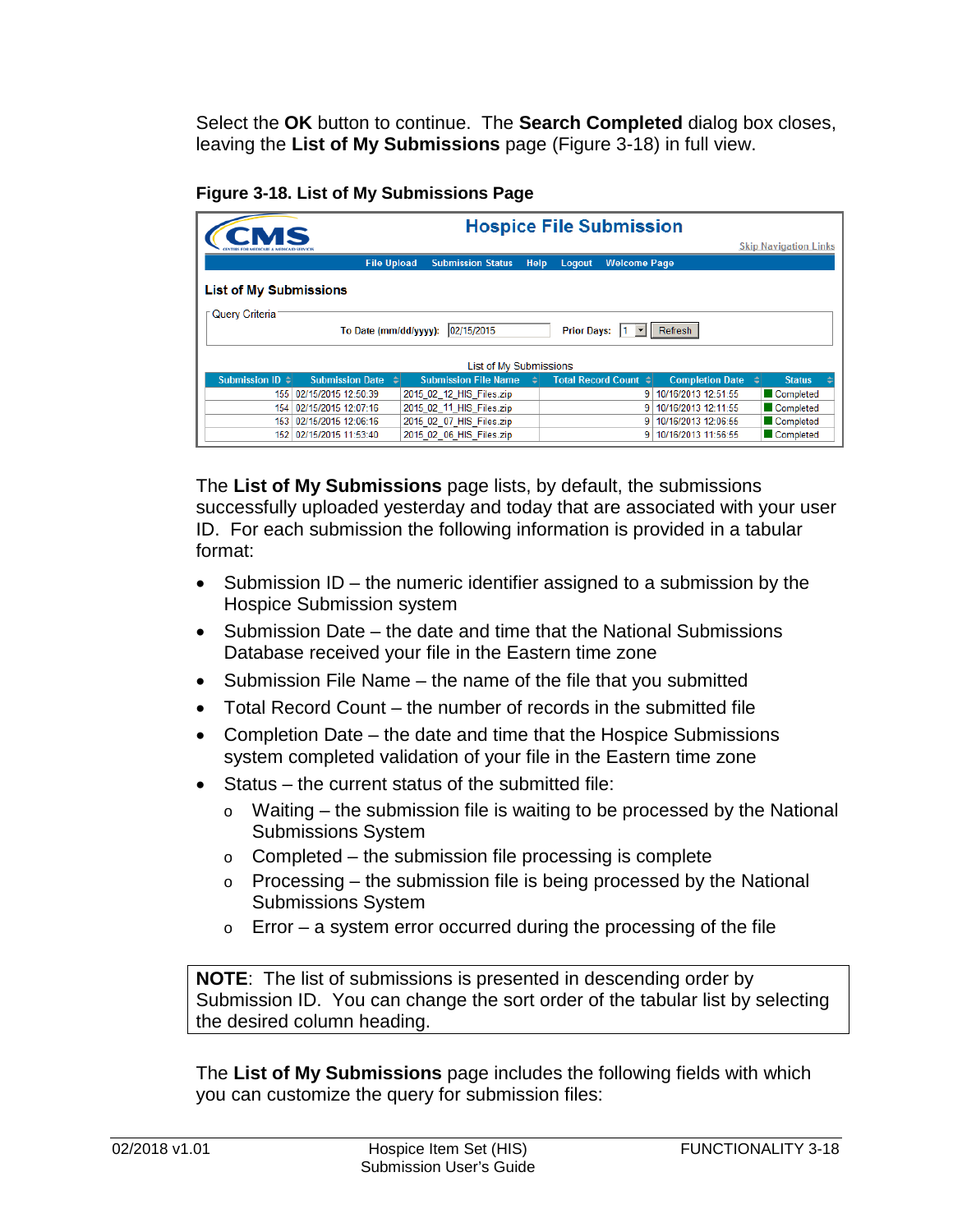Select the **OK** button to continue. The **Search Completed** dialog box closes, leaving the **List of My Submissions** page (Figure 3-18) in full view.

**Figure 3-18. List of My Submissions Page**

The **List of My Submissions** page lists, by default, the submissions successfully uploaded yesterday and today that are associated with your user ID. For each submission the following information is provided in a tabular format:

- Submission ID – the numeric identifier assigned to a submission by the Hospice Submission system
- Submission Date – the date and time that the National Submissions Database received your file in the Eastern time zone
- Submission File Name – the name of the file that you submitted
- Total Record Count – the number of records in the submitted file
- Completion Date – the date and time that the Hospice Submissions system completed validation of your file in the Eastern time zone
- Status – the current status of the submitted file:
  - Waiting – the submission file is waiting to be processed by the National Submissions System
  - Completed – the submission file processing is complete
  - Processing – the submission file is being processed by the National Submissions System
  - Error – a system error occurred during the processing of the file

**NOTE**: The list of submissions is presented in descending order by Submission ID. You can change the sort order of the tabular list by selecting the desired column heading.

The **List of My Submissions** page includes the following fields with which you can customize the query for submission files: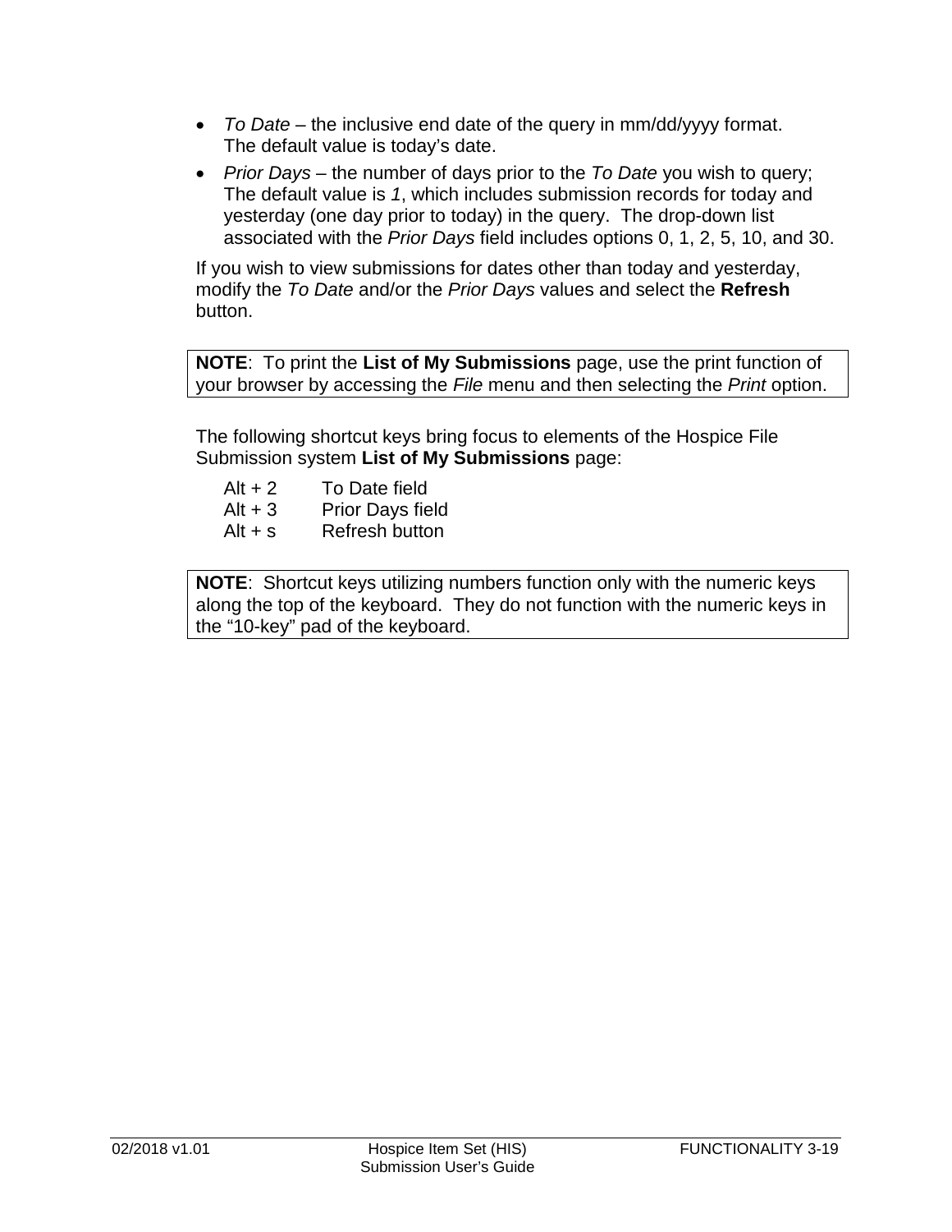- *To Date* – the inclusive end date of the query in mm/dd/yyyy format. The default value is today's date.
- *Prior Days* – the number of days prior to the *To Date* you wish to query; The default value is *1*, which includes submission records for today and yesterday (one day prior to today) in the query. The drop-down list associated with the *Prior Days* field includes options 0, 1, 2, 5, 10, and 30.

If you wish to view submissions for dates other than today and yesterday, modify the *To Date* and/or the *Prior Days* values and select the **Refresh** button.

> **NOTE**: To print the **List of My Submissions** page, use the print function of your browser by accessing the *File* menu and then selecting the *Print* option.

The following shortcut keys bring focus to elements of the Hospice File Submission system **List of My Submissions** page:

| | |
|---|---|
| Alt + 2 | To Date field |
| Alt + 3 | Prior Days field |
| Alt + s | Refresh button |

> **NOTE**: Shortcut keys utilizing numbers function only with the numeric keys along the top of the keyboard. They do not function with the numeric keys in the "10-key" pad of the keyboard.